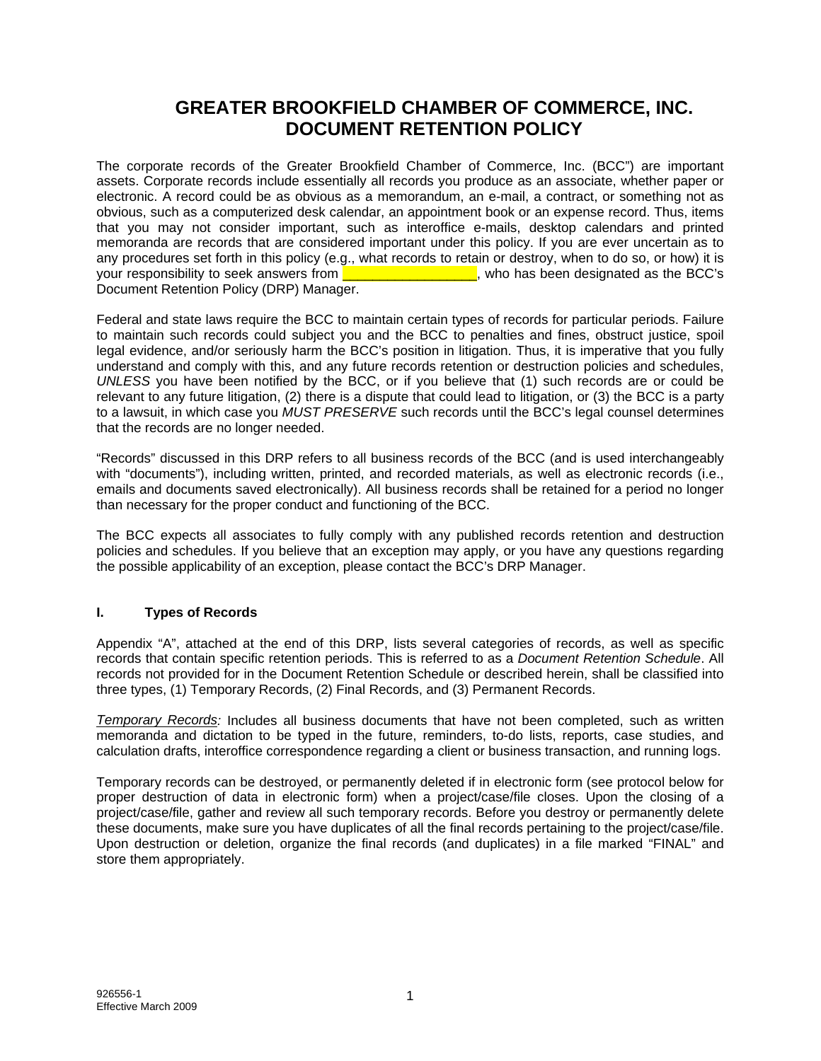# GREATER BROOKFIELD CHAMBER OF COMMERCE, INC.
# DOCUMENT RETENTION POLICY

The corporate records of the Greater Brookfield Chamber of Commerce, Inc. (BCC") are important assets. Corporate records include essentially all records you produce as an associate, whether paper or electronic. A record could be as obvious as a memorandum, an e-mail, a contract, or something not as obvious, such as a computerized desk calendar, an appointment book or an expense record. Thus, items that you may not consider important, such as interoffice e-mails, desktop calendars and printed memoranda are records that are considered important under this policy. If you are ever uncertain as to any procedures set forth in this policy (e.g., what records to retain or destroy, when to do so, or how) it is your responsibility to seek answers from __________________, who has been designated as the BCC's Document Retention Policy (DRP) Manager.

Federal and state laws require the BCC to maintain certain types of records for particular periods. Failure to maintain such records could subject you and the BCC to penalties and fines, obstruct justice, spoil legal evidence, and/or seriously harm the BCC's position in litigation. Thus, it is imperative that you fully understand and comply with this, and any future records retention or destruction policies and schedules, *UNLESS* you have been notified by the BCC, or if you believe that (1) such records are or could be relevant to any future litigation, (2) there is a dispute that could lead to litigation, or (3) the BCC is a party to a lawsuit, in which case you *MUST PRESERVE* such records until the BCC's legal counsel determines that the records are no longer needed.

"Records" discussed in this DRP refers to all business records of the BCC (and is used interchangeably with "documents"), including written, printed, and recorded materials, as well as electronic records (i.e., emails and documents saved electronically). All business records shall be retained for a period no longer than necessary for the proper conduct and functioning of the BCC.

The BCC expects all associates to fully comply with any published records retention and destruction policies and schedules. If you believe that an exception may apply, or you have any questions regarding the possible applicability of an exception, please contact the BCC's DRP Manager.

### I. Types of Records

Appendix "A", attached at the end of this DRP, lists several categories of records, as well as specific records that contain specific retention periods. This is referred to as a *Document Retention Schedule*. All records not provided for in the Document Retention Schedule or described herein, shall be classified into three types, (1) Temporary Records, (2) Final Records, and (3) Permanent Records.

*Temporary Records:* Includes all business documents that have not been completed, such as written memoranda and dictation to be typed in the future, reminders, to-do lists, reports, case studies, and calculation drafts, interoffice correspondence regarding a client or business transaction, and running logs.

Temporary records can be destroyed, or permanently deleted if in electronic form (see protocol below for proper destruction of data in electronic form) when a project/case/file closes. Upon the closing of a project/case/file, gather and review all such temporary records. Before you destroy or permanently delete these documents, make sure you have duplicates of all the final records pertaining to the project/case/file. Upon destruction or deletion, organize the final records (and duplicates) in a file marked "FINAL" and store them appropriately.

926556-1
Effective March 2009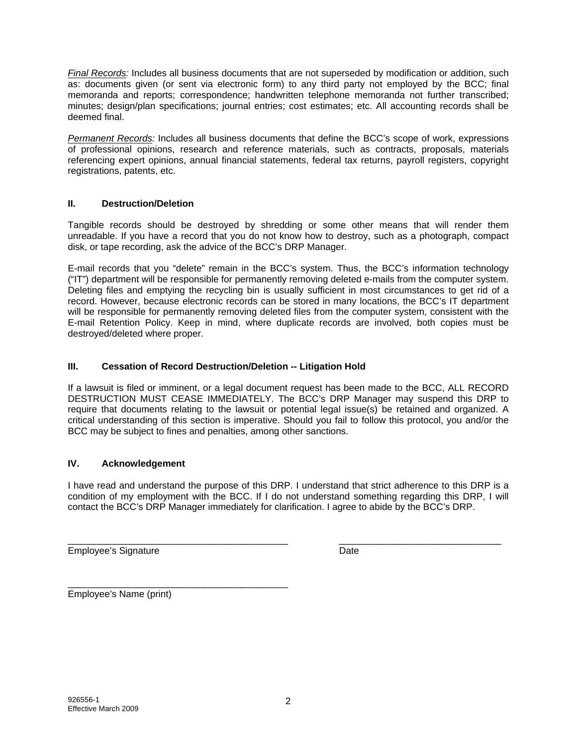*Final Records:* Includes all business documents that are not superseded by modification or addition, such as: documents given (or sent via electronic form) to any third party not employed by the BCC; final memoranda and reports; correspondence; handwritten telephone memoranda not further transcribed; minutes; design/plan specifications; journal entries; cost estimates; etc. All accounting records shall be deemed final.

*Permanent Records:* Includes all business documents that define the BCC's scope of work, expressions of professional opinions, research and reference materials, such as contracts, proposals, materials referencing expert opinions, annual financial statements, federal tax returns, payroll registers, copyright registrations, patents, etc.

## II. Destruction/Deletion

Tangible records should be destroyed by shredding or some other means that will render them unreadable. If you have a record that you do not know how to destroy, such as a photograph, compact disk, or tape recording, ask the advice of the BCC's DRP Manager.

E-mail records that you "delete" remain in the BCC's system. Thus, the BCC's information technology ("IT") department will be responsible for permanently removing deleted e-mails from the computer system. Deleting files and emptying the recycling bin is usually sufficient in most circumstances to get rid of a record. However, because electronic records can be stored in many locations, the BCC's IT department will be responsible for permanently removing deleted files from the computer system, consistent with the E-mail Retention Policy. Keep in mind, where duplicate records are involved, both copies must be destroyed/deleted where proper.

## III. Cessation of Record Destruction/Deletion -- Litigation Hold

If a lawsuit is filed or imminent, or a legal document request has been made to the BCC, ALL RECORD DESTRUCTION MUST CEASE IMMEDIATELY. The BCC's DRP Manager may suspend this DRP to require that documents relating to the lawsuit or potential legal issue(s) be retained and organized. A critical understanding of this section is imperative. Should you fail to follow this protocol, you and/or the BCC may be subject to fines and penalties, among other sanctions.

## IV. Acknowledgement

I have read and understand the purpose of this DRP. I understand that strict adherence to this DRP is a condition of my employment with the BCC. If I do not understand something regarding this DRP, I will contact the BCC's DRP Manager immediately for clarification. I agree to abide by the BCC's DRP.

_____________________________________________ _________________________________

Employee's Signature Date

_____________________________________________

Employee's Name (print)

926556-1
Effective March 2009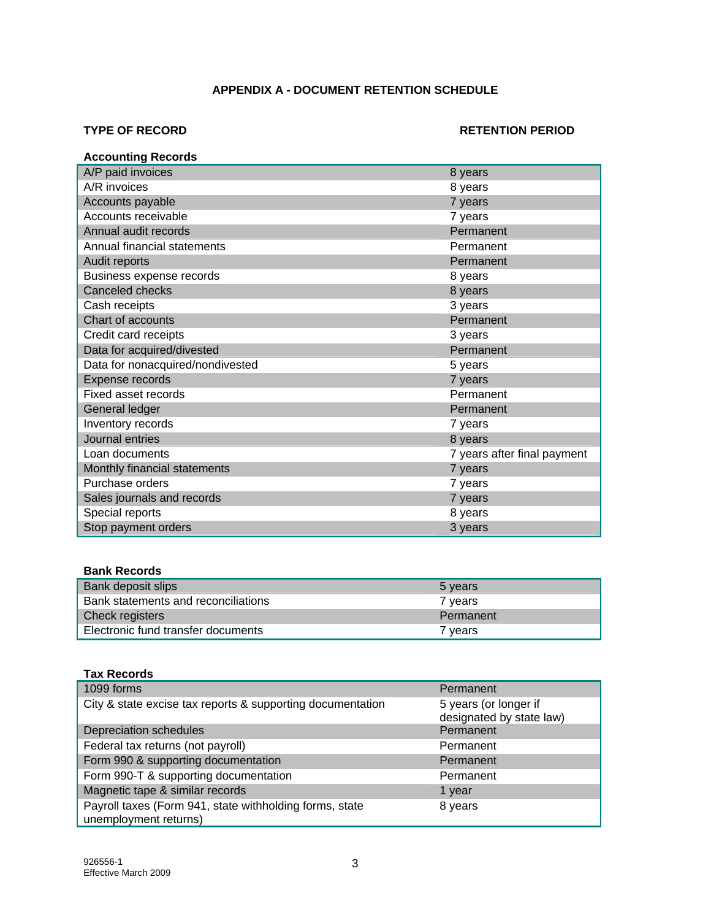## APPENDIX A - DOCUMENT RETENTION SCHEDULE

**TYPE OF RECORD** | **RETENTION PERIOD**

### Accounting Records

| Type of Record | Retention Period |
|---|---|
| A/P paid invoices | 8 years |
| A/R invoices | 8 years |
| Accounts payable | 7 years |
| Accounts receivable | 7 years |
| Annual audit records | Permanent |
| Annual financial statements | Permanent |
| Audit reports | Permanent |
| Business expense records | 8 years |
| Canceled checks | 8 years |
| Cash receipts | 3 years |
| Chart of accounts | Permanent |
| Credit card receipts | 3 years |
| Data for acquired/divested | Permanent |
| Data for nonacquired/nondivested | 5 years |
| Expense records | 7 years |
| Fixed asset records | Permanent |
| General ledger | Permanent |
| Inventory records | 7 years |
| Journal entries | 8 years |
| Loan documents | 7 years after final payment |
| Monthly financial statements | 7 years |
| Purchase orders | 7 years |
| Sales journals and records | 7 years |
| Special reports | 8 years |
| Stop payment orders | 3 years |

### Bank Records

| Type of Record | Retention Period |
|---|---|
| Bank deposit slips | 5 years |
| Bank statements and reconciliations | 7 years |
| Check registers | Permanent |
| Electronic fund transfer documents | 7 years |

### Tax Records

| Type of Record | Retention Period |
|---|---|
| 1099 forms | Permanent |
| City & state excise tax reports & supporting documentation | 5 years (or longer if designated by state law) |
| Depreciation schedules | Permanent |
| Federal tax returns (not payroll) | Permanent |
| Form 990 & supporting documentation | Permanent |
| Form 990-T & supporting documentation | Permanent |
| Magnetic tape & similar records | 1 year |
| Payroll taxes (Form 941, state withholding forms, state unemployment returns) | 8 years |

926556-1
Effective March 2009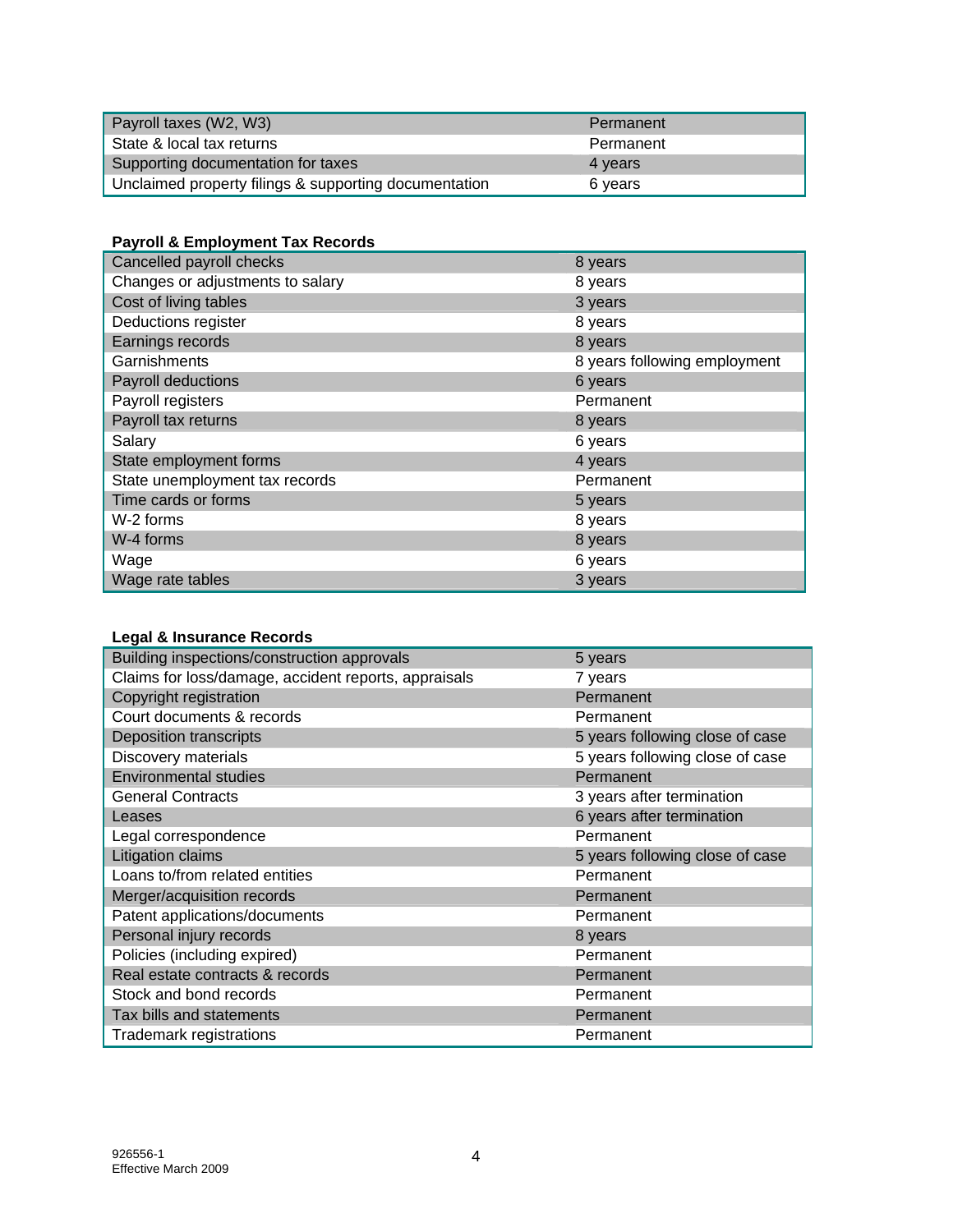| Payroll taxes (W2, W3) | Permanent |
|---|---|
| State & local tax returns | Permanent |
| Supporting documentation for taxes | 4 years |
| Unclaimed property filings & supporting documentation | 6 years |

**Payroll & Employment Tax Records**

| Cancelled payroll checks | 8 years |
|---|---|
| Changes or adjustments to salary | 8 years |
| Cost of living tables | 3 years |
| Deductions register | 8 years |
| Earnings records | 8 years |
| Garnishments | 8 years following employment |
| Payroll deductions | 6 years |
| Payroll registers | Permanent |
| Payroll tax returns | 8 years |
| Salary | 6 years |
| State employment forms | 4 years |
| State unemployment tax records | Permanent |
| Time cards or forms | 5 years |
| W-2 forms | 8 years |
| W-4 forms | 8 years |
| Wage | 6 years |
| Wage rate tables | 3 years |

**Legal & Insurance Records**

| Building inspections/construction approvals | 5 years |
|---|---|
| Claims for loss/damage, accident reports, appraisals | 7 years |
| Copyright registration | Permanent |
| Court documents & records | Permanent |
| Deposition transcripts | 5 years following close of case |
| Discovery materials | 5 years following close of case |
| Environmental studies | Permanent |
| General Contracts | 3 years after termination |
| Leases | 6 years after termination |
| Legal correspondence | Permanent |
| Litigation claims | 5 years following close of case |
| Loans to/from related entities | Permanent |
| Merger/acquisition records | Permanent |
| Patent applications/documents | Permanent |
| Personal injury records | 8 years |
| Policies (including expired) | Permanent |
| Real estate contracts & records | Permanent |
| Stock and bond records | Permanent |
| Tax bills and statements | Permanent |
| Trademark registrations | Permanent |

926556-1
Effective March 2009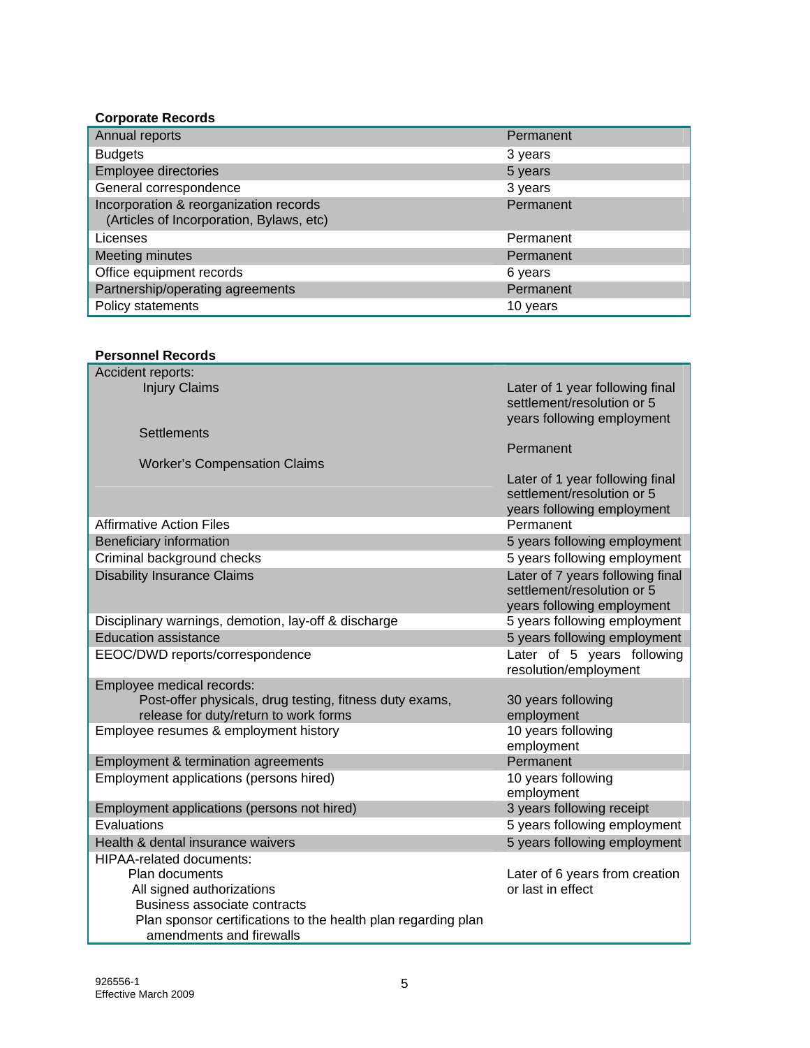**Corporate Records**

| | |
|---|---|
| Annual reports | Permanent |
| Budgets | 3 years |
| Employee directories | 5 years |
| General correspondence | 3 years |
| Incorporation & reorganization records (Articles of Incorporation, Bylaws, etc) | Permanent |
| Licenses | Permanent |
| Meeting minutes | Permanent |
| Office equipment records | 6 years |
| Partnership/operating agreements | Permanent |
| Policy statements | 10 years |

**Personnel Records**

| | |
|---|---|
| Accident reports: | |
| Injury Claims | Later of 1 year following final settlement/resolution or 5 years following employment |
| Settlements | Permanent |
| Worker's Compensation Claims | Later of 1 year following final settlement/resolution or 5 years following employment |
| Affirmative Action Files | Permanent |
| Beneficiary information | 5 years following employment |
| Criminal background checks | 5 years following employment |
| Disability Insurance Claims | Later of 7 years following final settlement/resolution or 5 years following employment |
| Disciplinary warnings, demotion, lay-off & discharge | 5 years following employment |
| Education assistance | 5 years following employment |
| EEOC/DWD reports/correspondence | Later of 5 years following resolution/employment |
| Employee medical records: Post-offer physicals, drug testing, fitness duty exams, release for duty/return to work forms | 30 years following employment |
| Employee resumes & employment history | 10 years following employment |
| Employment & termination agreements | Permanent |
| Employment applications (persons hired) | 10 years following employment |
| Employment applications (persons not hired) | 3 years following receipt |
| Evaluations | 5 years following employment |
| Health & dental insurance waivers | 5 years following employment |
| HIPAA-related documents: Plan documents; All signed authorizations; Business associate contracts; Plan sponsor certifications to the health plan regarding plan amendments and firewalls | Later of 6 years from creation or last in effect |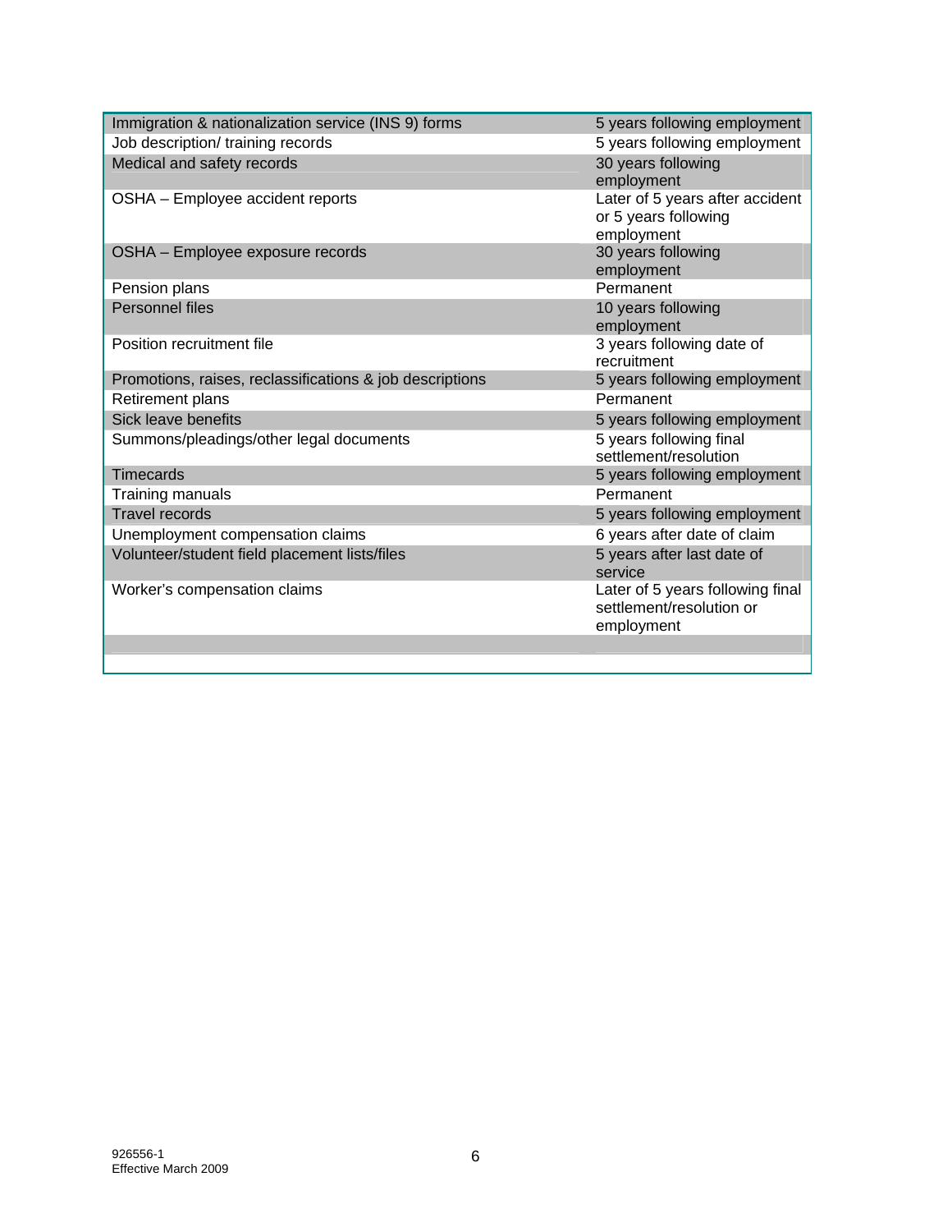| | |
|---|---|
| Immigration & nationalization service (INS 9) forms | 5 years following employment |
| Job description/ training records | 5 years following employment |
| Medical and safety records | 30 years following employment |
| OSHA – Employee accident reports | Later of 5 years after accident or 5 years following employment |
| OSHA – Employee exposure records | 30 years following employment |
| Pension plans | Permanent |
| Personnel files | 10 years following employment |
| Position recruitment file | 3 years following date of recruitment |
| Promotions, raises, reclassifications & job descriptions | 5 years following employment |
| Retirement plans | Permanent |
| Sick leave benefits | 5 years following employment |
| Summons/pleadings/other legal documents | 5 years following final settlement/resolution |
| Timecards | 5 years following employment |
| Training manuals | Permanent |
| Travel records | 5 years following employment |
| Unemployment compensation claims | 6 years after date of claim |
| Volunteer/student field placement lists/files | 5 years after last date of service |
| Worker's compensation claims | Later of 5 years following final settlement/resolution or employment |

926556-1
Effective March 2009